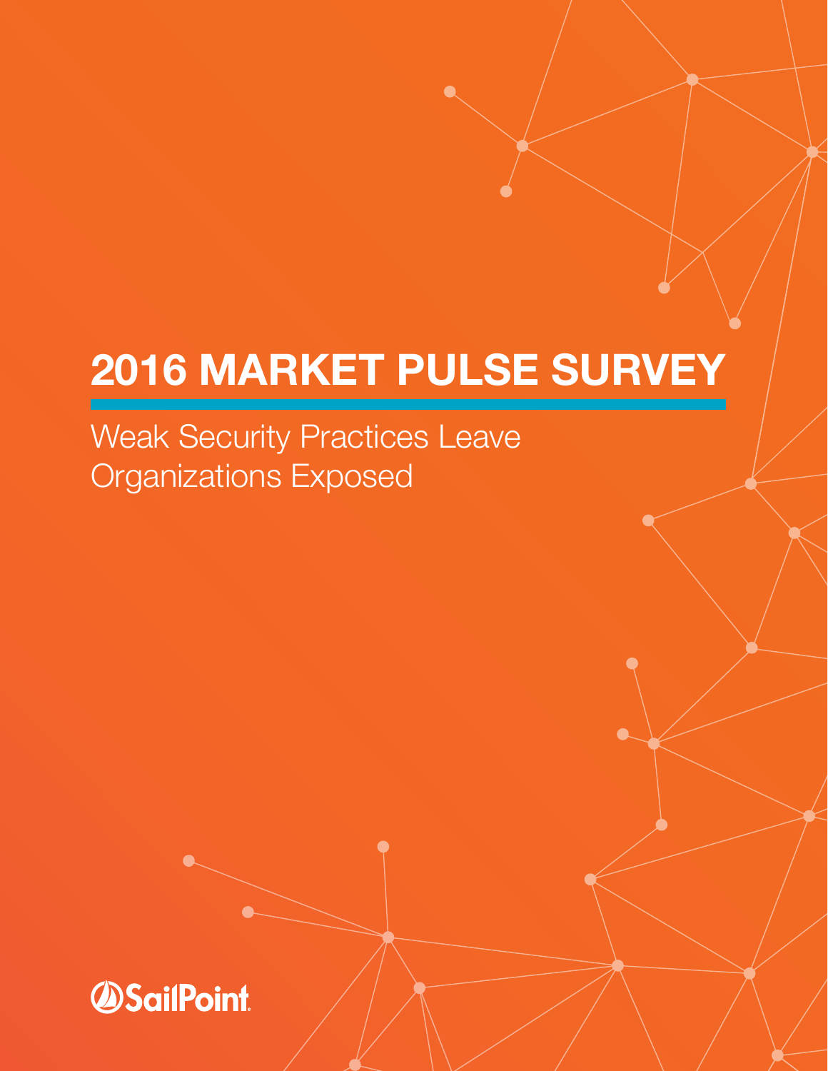# 2016 MARKET PULSE SURVEY

Weak Security Practices Leave Organizations Exposed

SailPoint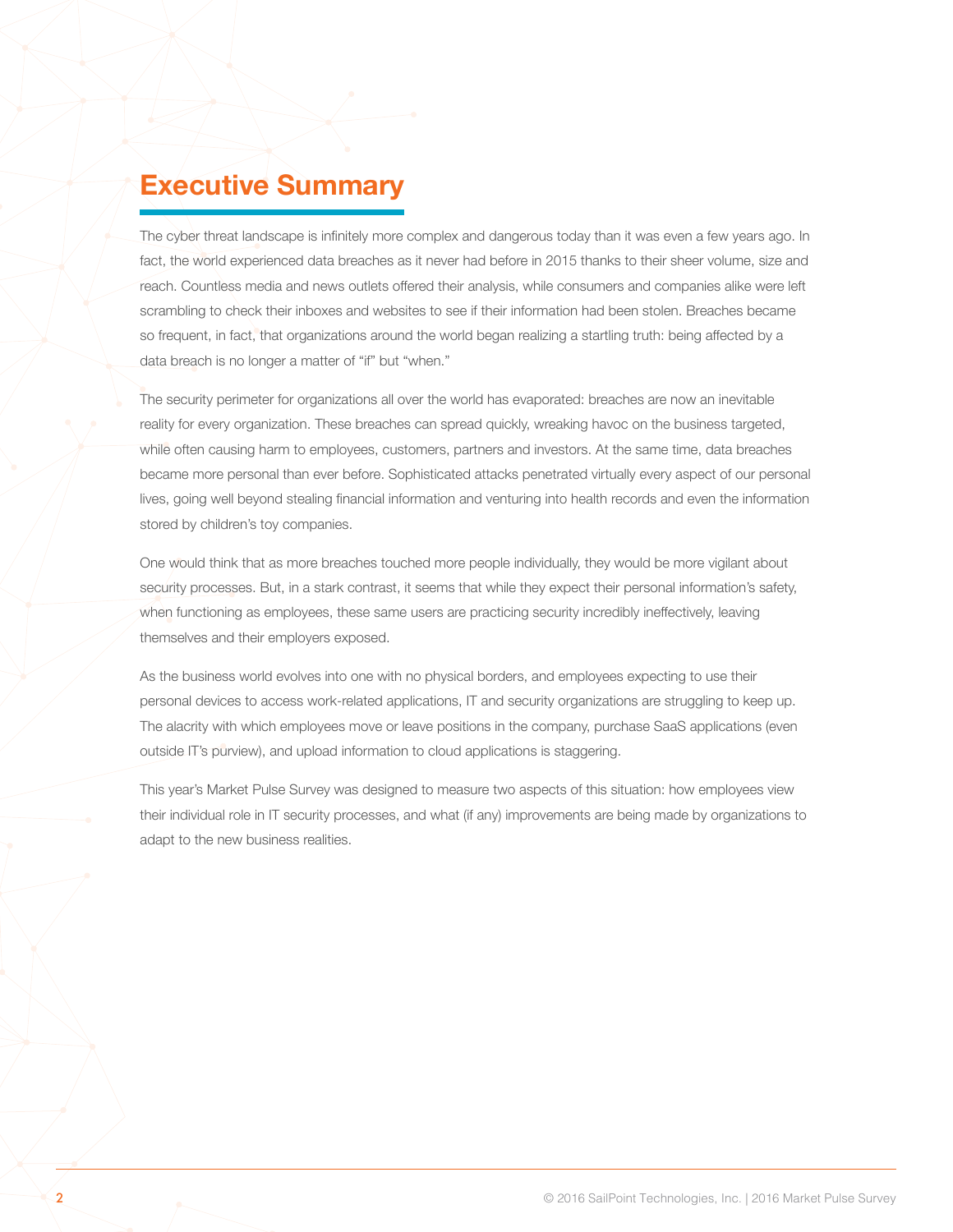# Executive Summary

The cyber threat landscape is infinitely more complex and dangerous today than it was even a few years ago. In fact, the world experienced data breaches as it never had before in 2015 thanks to their sheer volume, size and reach. Countless media and news outlets offered their analysis, while consumers and companies alike were left scrambling to check their inboxes and websites to see if their information had been stolen. Breaches became so frequent, in fact, that organizations around the world began realizing a startling truth: being affected by a data breach is no longer a matter of "if" but "when."

The security perimeter for organizations all over the world has evaporated: breaches are now an inevitable reality for every organization. These breaches can spread quickly, wreaking havoc on the business targeted, while often causing harm to employees, customers, partners and investors. At the same time, data breaches became more personal than ever before. Sophisticated attacks penetrated virtually every aspect of our personal lives, going well beyond stealing financial information and venturing into health records and even the information stored by children's toy companies.

One would think that as more breaches touched more people individually, they would be more vigilant about security processes. But, in a stark contrast, it seems that while they expect their personal information's safety, when functioning as employees, these same users are practicing security incredibly ineffectively, leaving themselves and their employers exposed.

As the business world evolves into one with no physical borders, and employees expecting to use their personal devices to access work-related applications, IT and security organizations are struggling to keep up. The alacrity with which employees move or leave positions in the company, purchase SaaS applications (even outside IT's purview), and upload information to cloud applications is staggering.

This year's Market Pulse Survey was designed to measure two aspects of this situation: how employees view their individual role in IT security processes, and what (if any) improvements are being made by organizations to adapt to the new business realities.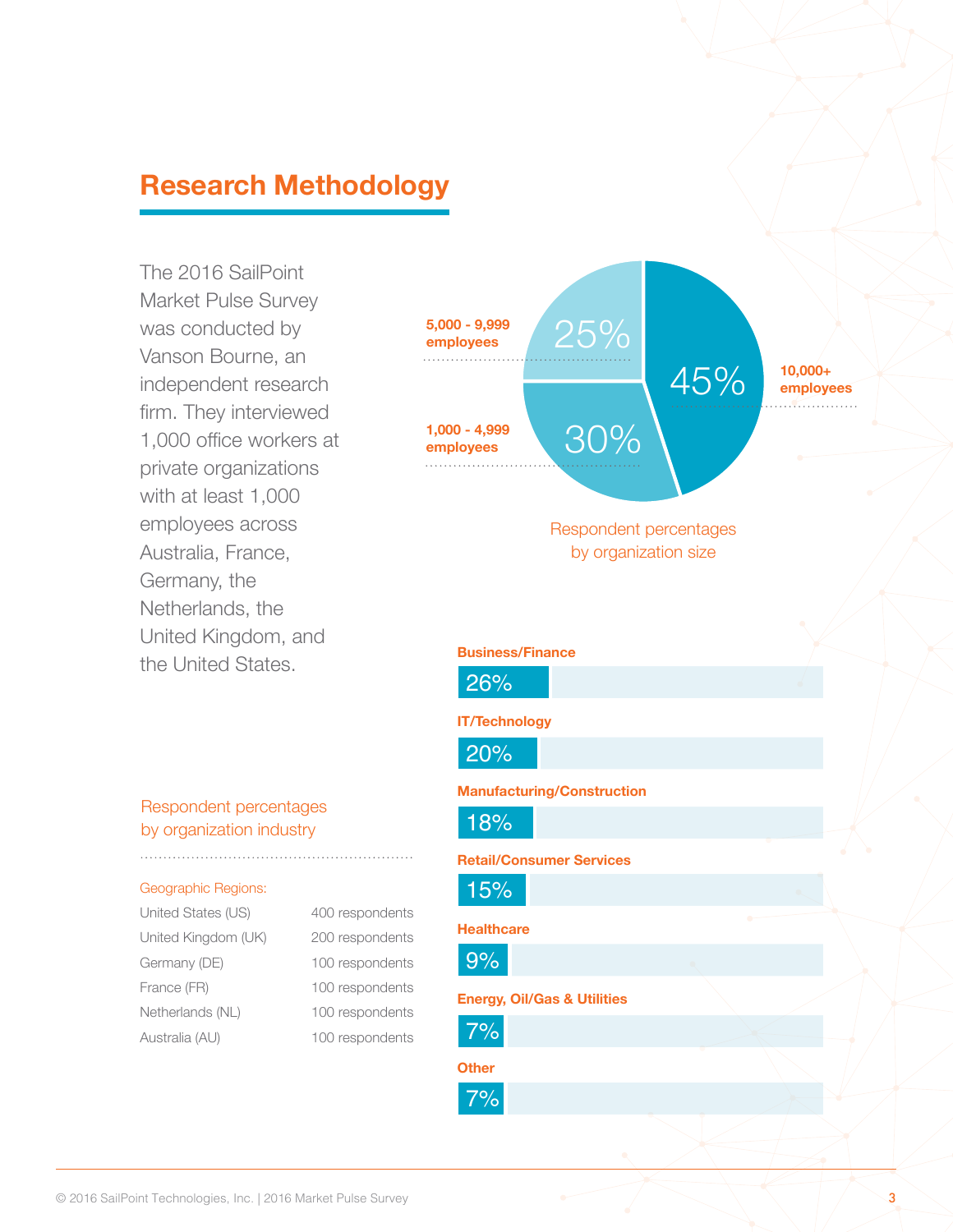## Research Methodology

The 2016 SailPoint Market Pulse Survey was conducted by Vanson Bourne, an independent research firm. They interviewed 1,000 office workers at private organizations with at least 1,000 employees across Australia, France, Germany, the Netherlands, the United Kingdom, and the United States.

**Respondent percentages by organization size**

| Organization size | Percentage |
|---|---|
| 10,000+ employees | 45% |
| 5,000 - 9,999 employees | 25% |
| 1,000 - 4,999 employees | 30% |

**Respondent percentages by organization industry**

| Industry | Percentage |
|---|---|
| Business/Finance | 26% |
| IT/Technology | 20% |
| Manufacturing/Construction | 18% |
| Retail/Consumer Services | 15% |
| Healthcare | 9% |
| Energy, Oil/Gas & Utilities | 7% |
| Other | 7% |

**Geographic Regions:**

| Region | Respondents |
|---|---|
| United States (US) | 400 respondents |
| United Kingdom (UK) | 200 respondents |
| Germany (DE) | 100 respondents |
| France (FR) | 100 respondents |
| Netherlands (NL) | 100 respondents |
| Australia (AU) | 100 respondents |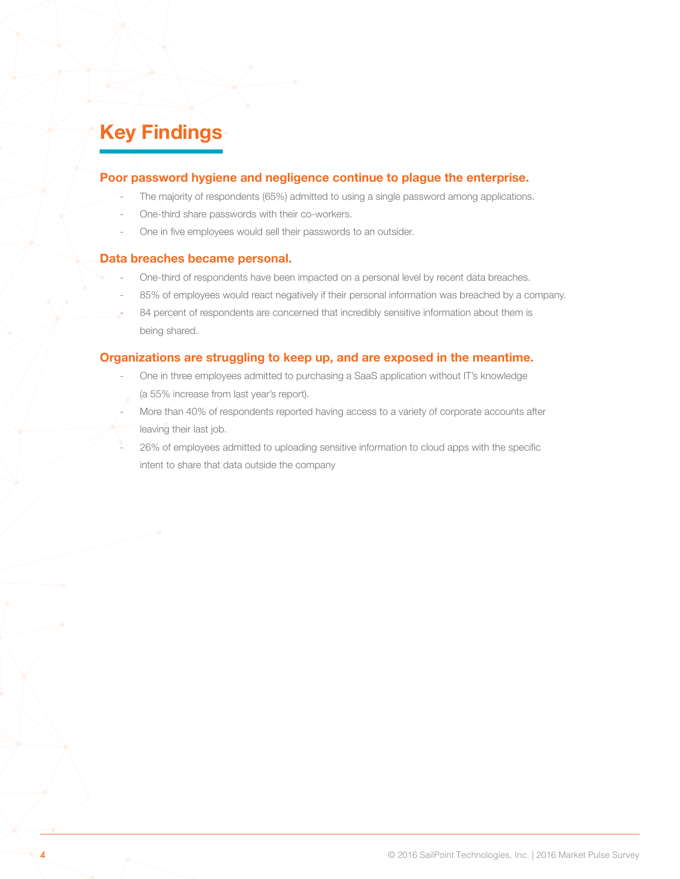# Key Findings

### Poor password hygiene and negligence continue to plague the enterprise.

- The majority of respondents (65%) admitted to using a single password among applications.
- One-third share passwords with their co-workers.
- One in five employees would sell their passwords to an outsider.

### Data breaches became personal.

- One-third of respondents have been impacted on a personal level by recent data breaches.
- 85% of employees would react negatively if their personal information was breached by a company.
- 84 percent of respondents are concerned that incredibly sensitive information about them is being shared.

### Organizations are struggling to keep up, and are exposed in the meantime.

- One in three employees admitted to purchasing a SaaS application without IT's knowledge (a 55% increase from last year's report).
- More than 40% of respondents reported having access to a variety of corporate accounts after leaving their last job.
- 26% of employees admitted to uploading sensitive information to cloud apps with the specific intent to share that data outside the company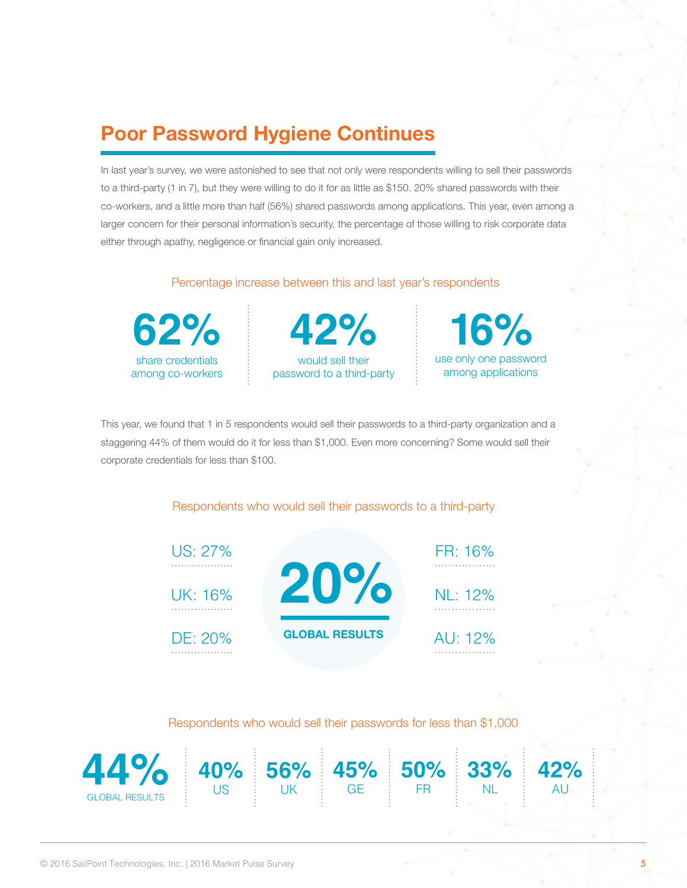## Poor Password Hygiene Continues

In last year's survey, we were astonished to see that not only were respondents willing to sell their passwords to a third-party (1 in 7), but they were willing to do it for as little as $150. 20% shared passwords with their co-workers, and a little more than half (56%) shared passwords among applications. This year, even among a larger concern for their personal information's security, the percentage of those willing to risk corporate data either through apathy, negligence or financial gain only increased.

### Percentage increase between this and last year's respondents

**62%** share credentials among co-workers

**42%** would sell their password to a third-party

**16%** use only one password among applications

This year, we found that 1 in 5 respondents would sell their passwords to a third-party organization and a staggering 44% of them would do it for less than $1,000. Even more concerning? Some would sell their corporate credentials for less than $100.

### Respondents who would sell their passwords to a third-party

**20%** GLOBAL RESULTS

| Country | Percentage |
|---|---|
| US | 27% |
| UK | 16% |
| DE | 20% |
| FR | 16% |
| NL | 12% |
| AU | 12% |

### Respondents who would sell their passwords for less than $1,000

| GLOBAL RESULTS | US | UK | GE | FR | NL | AU |
|---|---|---|---|---|---|---|
| 44% | 40% | 56% | 45% | 50% | 33% | 42% |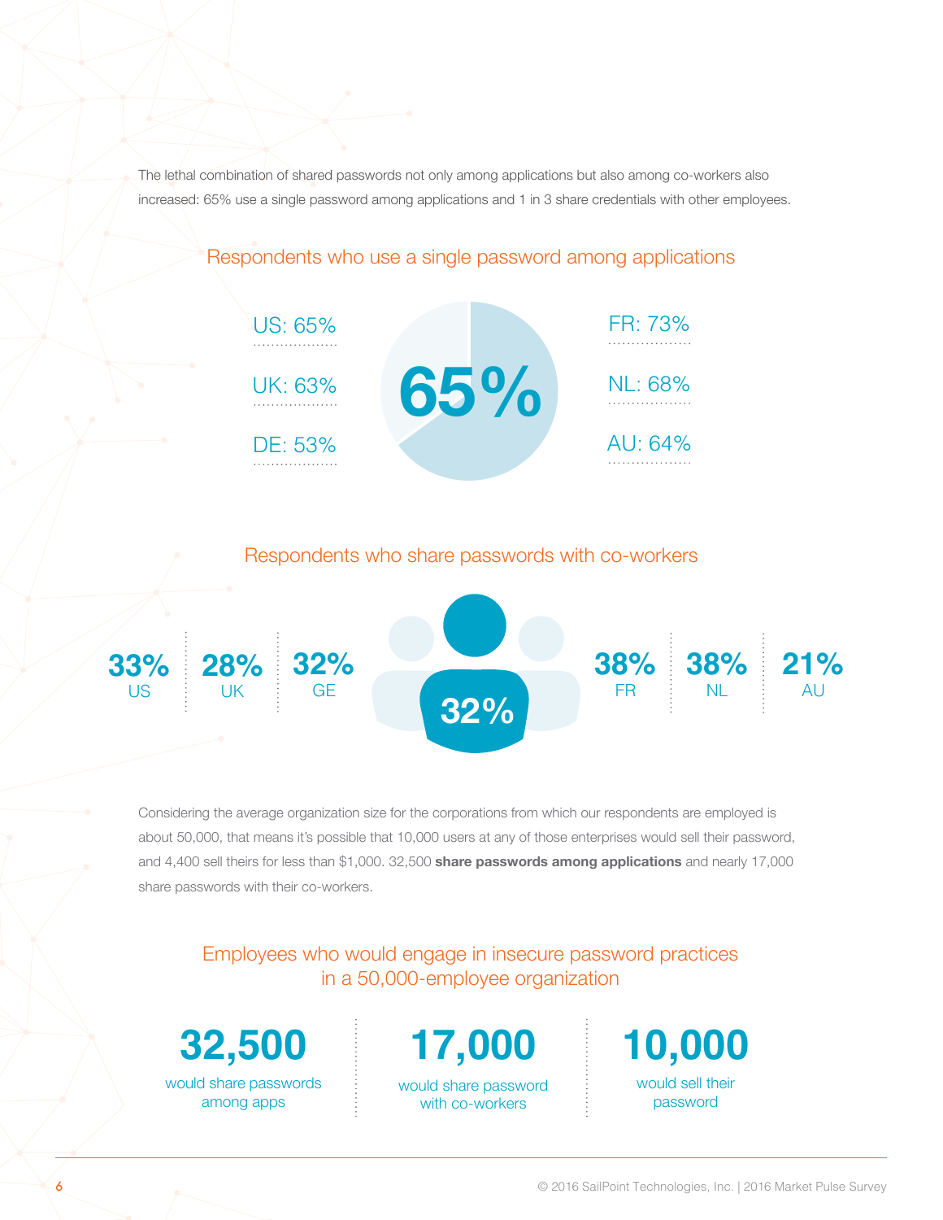The lethal combination of shared passwords not only among applications but also among co-workers also increased: 65% use a single password among applications and 1 in 3 share credentials with other employees.

## Respondents who use a single password among applications

**65%**

| Country | % |
|---|---|
| US | 65% |
| UK | 63% |
| DE | 53% |
| FR | 73% |
| NL | 68% |
| AU | 64% |

## Respondents who share passwords with co-workers

**32%**

| Country | % |
|---|---|
| US | 33% |
| UK | 28% |
| GE | 32% |
| FR | 38% |
| NL | 38% |
| AU | 21% |

Considering the average organization size for the corporations from which our respondents are employed is about 50,000, that means it's possible that 10,000 users at any of those enterprises would sell their password, and 4,400 sell theirs for less than $1,000. 32,500 **share passwords among applications** and nearly 17,000 share passwords with their co-workers.

## Employees who would engage in insecure password practices in a 50,000-employee organization

**32,500** would share passwords among apps

**17,000** would share password with co-workers

**10,000** would sell their password

© 2016 SailPoint Technologies, Inc. | 2016 Market Pulse Survey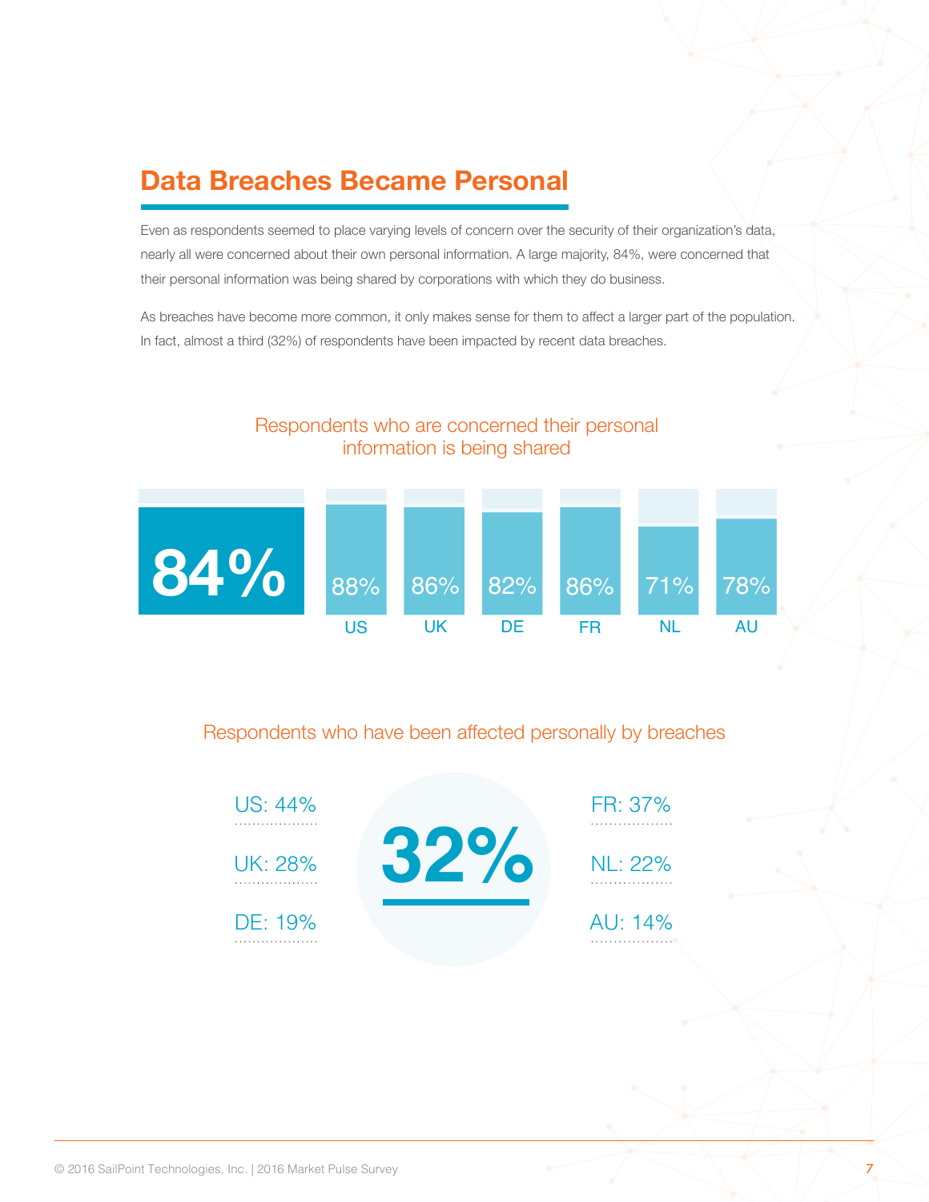## Data Breaches Became Personal

Even as respondents seemed to place varying levels of concern over the security of their organization's data, nearly all were concerned about their own personal information. A large majority, 84%, were concerned that their personal information was being shared by corporations with which they do business.

As breaches have become more common, it only makes sense for them to affect a larger part of the population. In fact, almost a third (32%) of respondents have been impacted by recent data breaches.

### Respondents who are concerned their personal information is being shared

**84%**

| US | UK | DE | FR | NL | AU |
|---|---|---|---|---|---|
| 88% | 86% | 82% | 86% | 71% | 78% |

### Respondents who have been affected personally by breaches

**32%**

- US: 44%
- UK: 28%
- DE: 19%
- FR: 37%
- NL: 22%
- AU: 14%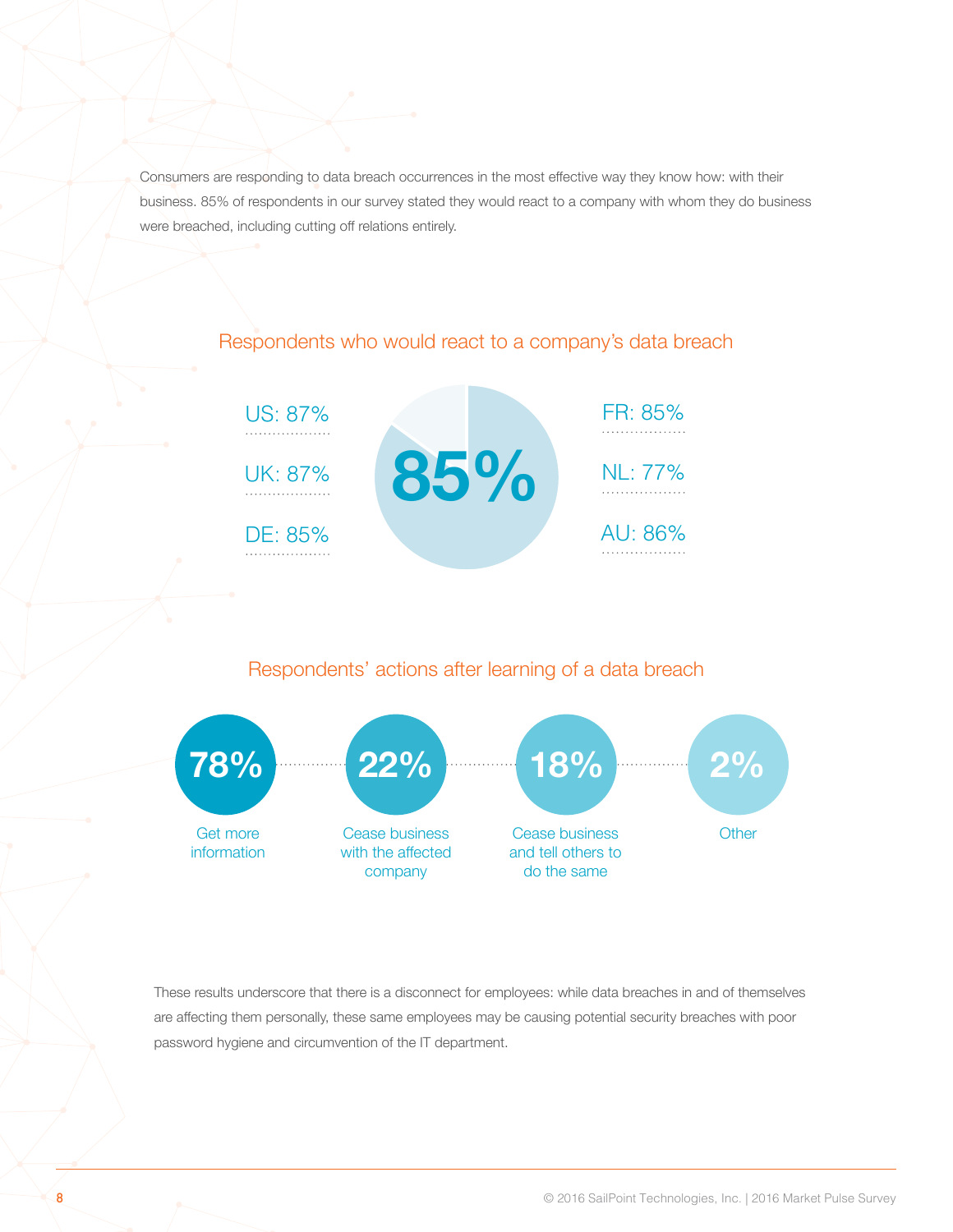Consumers are responding to data breach occurrences in the most effective way they know how: with their business. 85% of respondents in our survey stated they would react to a company with whom they do business were breached, including cutting off relations entirely.

## Respondents who would react to a company's data breach

**85%**

- US: 87%
- UK: 87%
- DE: 85%
- FR: 85%
- NL: 77%
- AU: 86%

## Respondents' actions after learning of a data breach

- **78%** Get more information
- **22%** Cease business with the affected company
- **18%** Cease business and tell others to do the same
- **2%** Other

These results underscore that there is a disconnect for employees: while data breaches in and of themselves are affecting them personally, these same employees may be causing potential security breaches with poor password hygiene and circumvention of the IT department.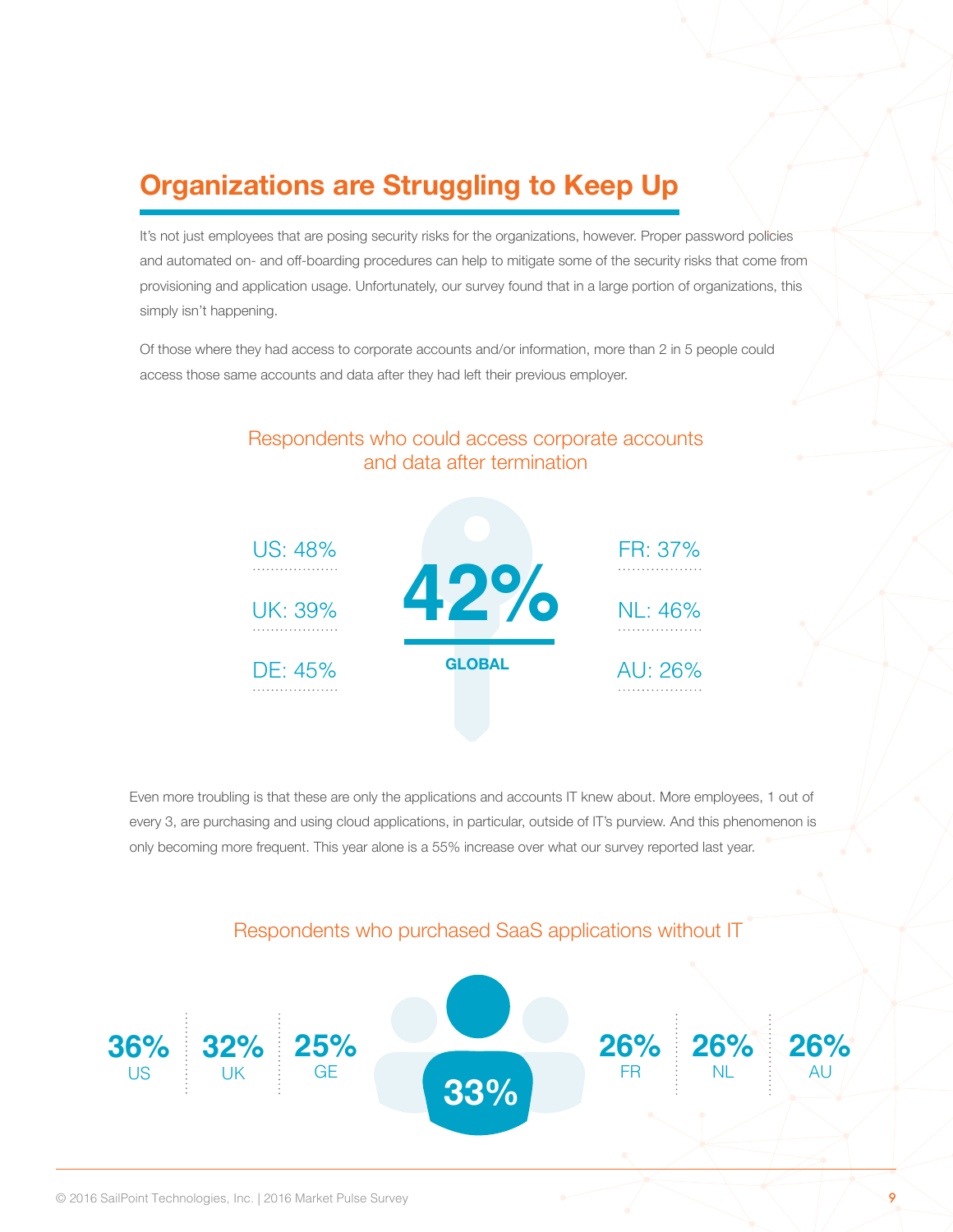## Organizations are Struggling to Keep Up

It's not just employees that are posing security risks for the organizations, however. Proper password policies and automated on- and off-boarding procedures can help to mitigate some of the security risks that come from provisioning and application usage. Unfortunately, our survey found that in a large portion of organizations, this simply isn't happening.

Of those where they had access to corporate accounts and/or information, more than 2 in 5 people could access those same accounts and data after they had left their previous employer.

### Respondents who could access corporate accounts and data after termination

**42%**

**GLOBAL**

| Country | Percentage |
| --- | --- |
| US | 48% |
| UK | 39% |
| DE | 45% |
| FR | 37% |
| NL | 46% |
| AU | 26% |

Even more troubling is that these are only the applications and accounts IT knew about. More employees, 1 out of every 3, are purchasing and using cloud applications, in particular, outside of IT's purview. And this phenomenon is only becoming more frequent. This year alone is a 55% increase over what our survey reported last year.

### Respondents who purchased SaaS applications without IT

**33%**

| Country | Percentage |
| --- | --- |
| US | 36% |
| UK | 32% |
| GE | 25% |
| FR | 26% |
| NL | 26% |
| AU | 26% |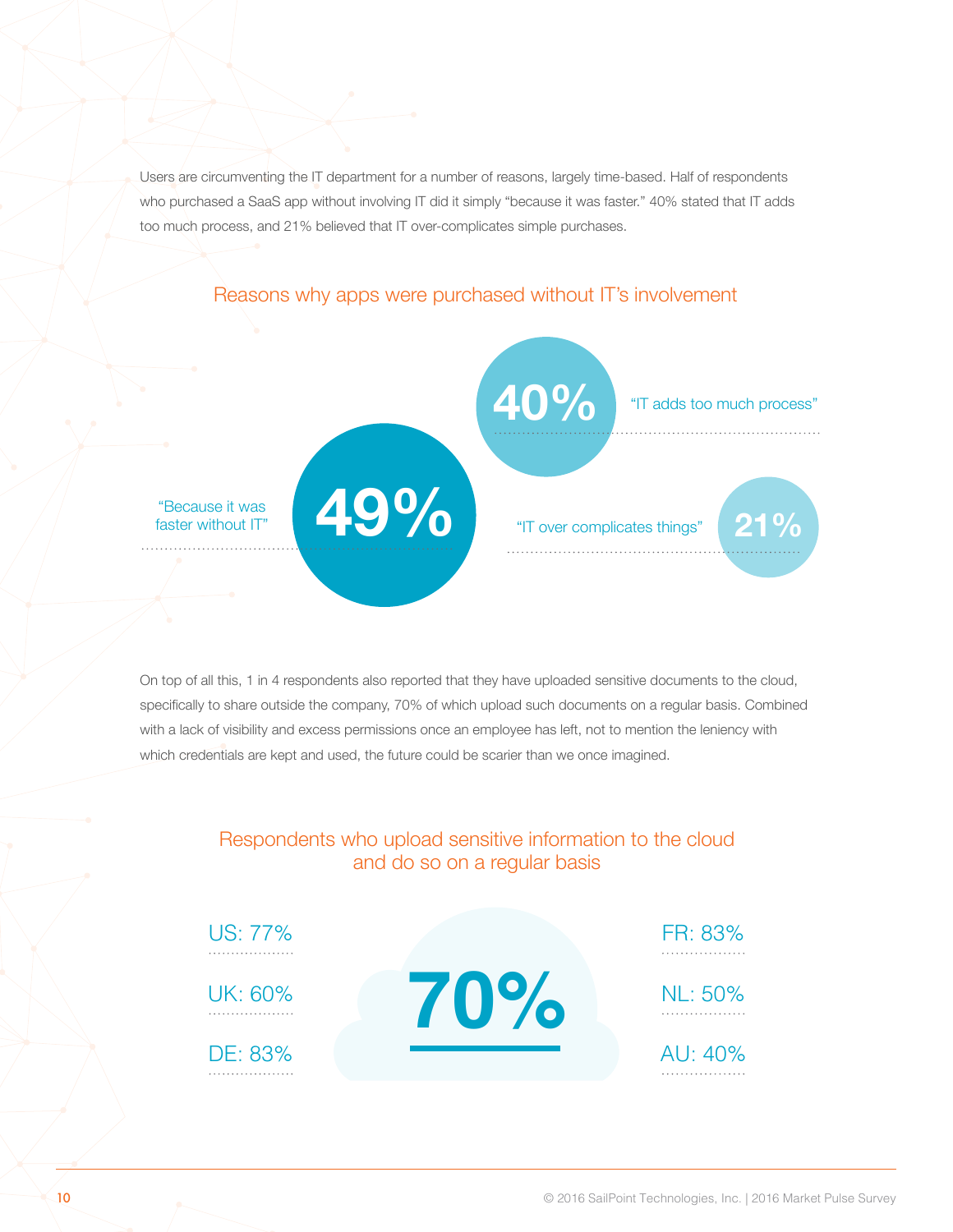Users are circumventing the IT department for a number of reasons, largely time-based. Half of respondents who purchased a SaaS app without involving IT did it simply "because it was faster." 40% stated that IT adds too much process, and 21% believed that IT over-complicates simple purchases.

## Reasons why apps were purchased without IT's involvement

- **49%** "Because it was faster without IT"
- **40%** "IT adds too much process"
- **21%** "IT over complicates things"

On top of all this, 1 in 4 respondents also reported that they have uploaded sensitive documents to the cloud, specifically to share outside the company, 70% of which upload such documents on a regular basis. Combined with a lack of visibility and excess permissions once an employee has left, not to mention the leniency with which credentials are kept and used, the future could be scarier than we once imagined.

## Respondents who upload sensitive information to the cloud and do so on a regular basis

**70%**

- US: 77%
- UK: 60%
- DE: 83%
- FR: 83%
- NL: 50%
- AU: 40%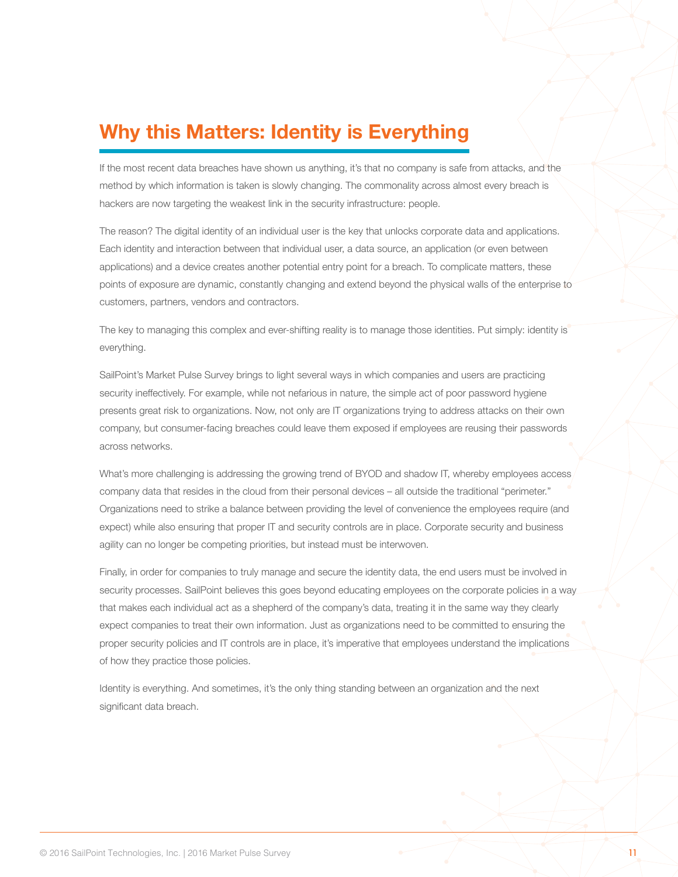## Why this Matters: Identity is Everything

If the most recent data breaches have shown us anything, it's that no company is safe from attacks, and the method by which information is taken is slowly changing. The commonality across almost every breach is hackers are now targeting the weakest link in the security infrastructure: people.

The reason? The digital identity of an individual user is the key that unlocks corporate data and applications. Each identity and interaction between that individual user, a data source, an application (or even between applications) and a device creates another potential entry point for a breach. To complicate matters, these points of exposure are dynamic, constantly changing and extend beyond the physical walls of the enterprise to customers, partners, vendors and contractors.

The key to managing this complex and ever-shifting reality is to manage those identities. Put simply: identity is everything.

SailPoint's Market Pulse Survey brings to light several ways in which companies and users are practicing security ineffectively. For example, while not nefarious in nature, the simple act of poor password hygiene presents great risk to organizations. Now, not only are IT organizations trying to address attacks on their own company, but consumer-facing breaches could leave them exposed if employees are reusing their passwords across networks.

What's more challenging is addressing the growing trend of BYOD and shadow IT, whereby employees access company data that resides in the cloud from their personal devices – all outside the traditional "perimeter." Organizations need to strike a balance between providing the level of convenience the employees require (and expect) while also ensuring that proper IT and security controls are in place. Corporate security and business agility can no longer be competing priorities, but instead must be interwoven.

Finally, in order for companies to truly manage and secure the identity data, the end users must be involved in security processes. SailPoint believes this goes beyond educating employees on the corporate policies in a way that makes each individual act as a shepherd of the company's data, treating it in the same way they clearly expect companies to treat their own information. Just as organizations need to be committed to ensuring the proper security policies and IT controls are in place, it's imperative that employees understand the implications of how they practice those policies.

Identity is everything. And sometimes, it's the only thing standing between an organization and the next significant data breach.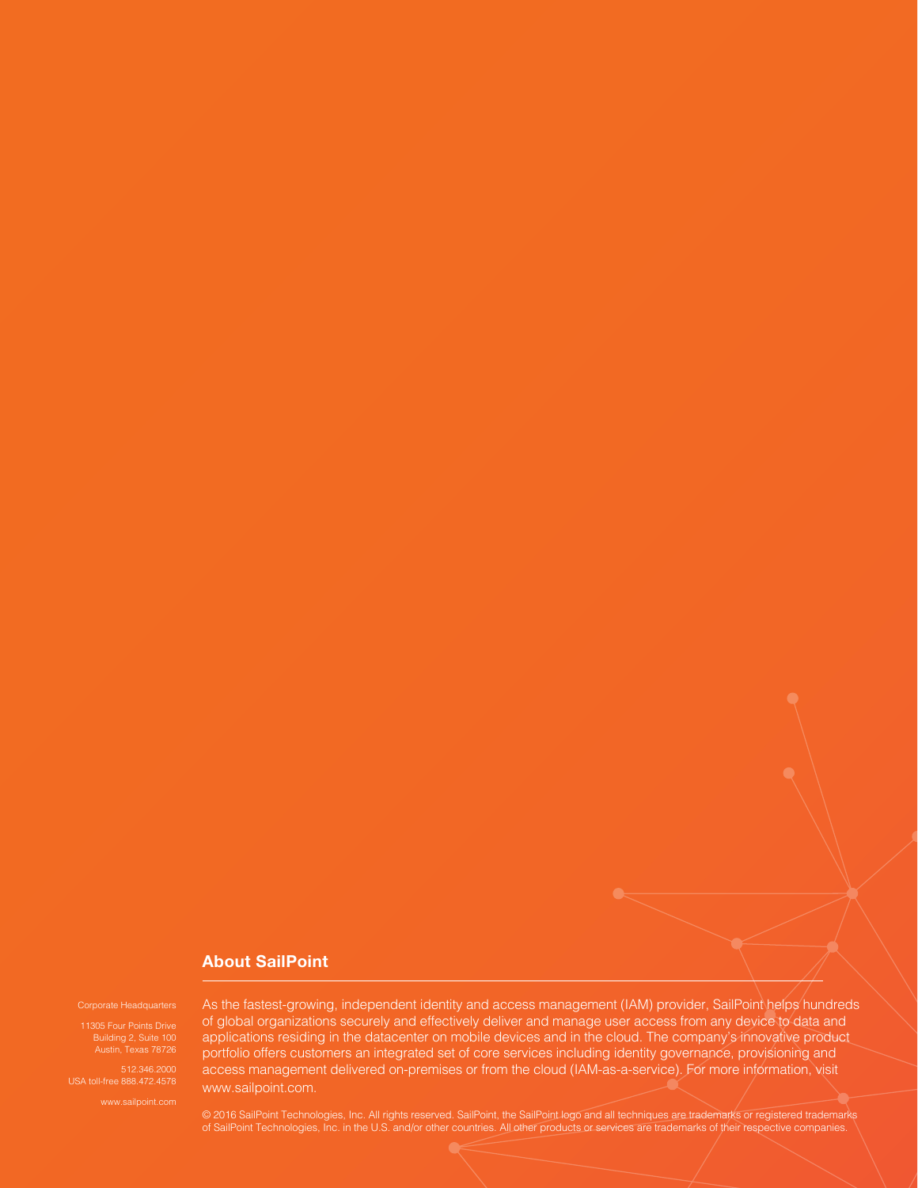## About SailPoint

Corporate Headquarters

11305 Four Points Drive
Building 2, Suite 100
Austin, Texas 78726

512.346.2000
USA toll-free 888.472.4578

www.sailpoint.com

As the fastest-growing, independent identity and access management (IAM) provider, SailPoint helps hundreds of global organizations securely and effectively deliver and manage user access from any device to data and applications residing in the datacenter on mobile devices and in the cloud. The company's innovative product portfolio offers customers an integrated set of core services including identity governance, provisioning and access management delivered on-premises or from the cloud (IAM-as-a-service). For more information, visit www.sailpoint.com.

© 2016 SailPoint Technologies, Inc. All rights reserved. SailPoint, the SailPoint logo and all techniques are trademarks or registered trademarks of SailPoint Technologies, Inc. in the U.S. and/or other countries. All other products or services are trademarks of their respective companies.